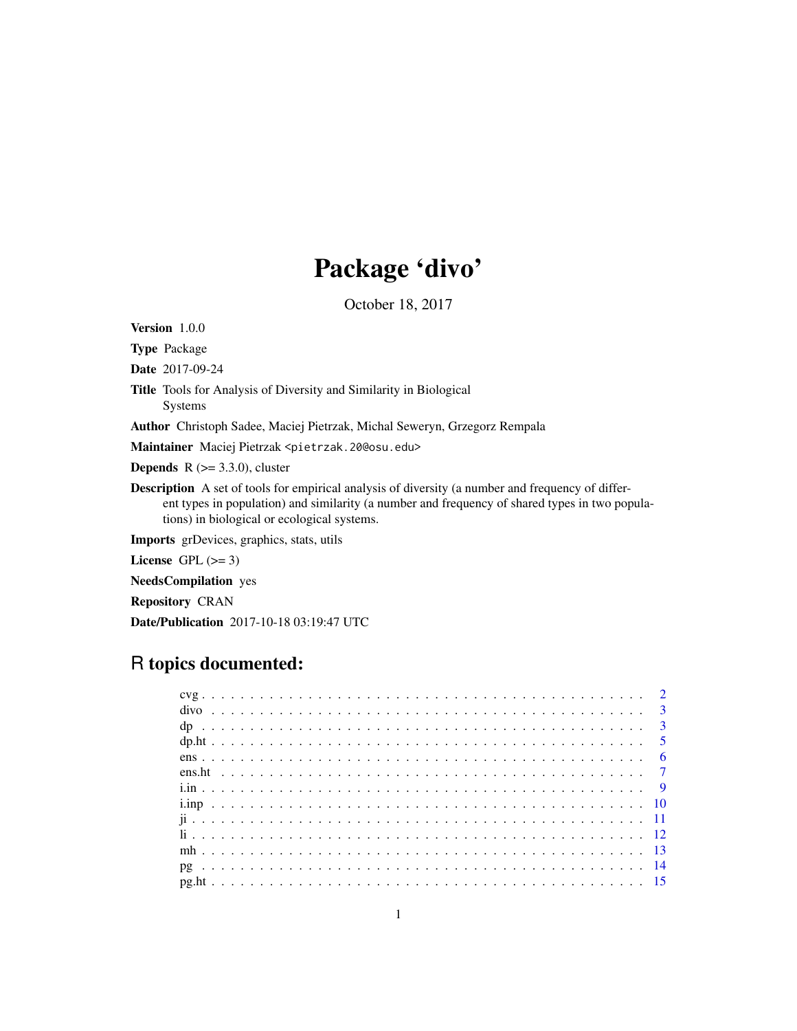# Package 'divo'

October 18, 2017

**Version** 1.0.0

**Type** Package

**Date** 2017-09-24

**Title** Tools for Analysis of Diversity and Similarity in Biological Systems

**Author** Christoph Sadee, Maciej Pietrzak, Michal Seweryn, Grzegorz Rempala

**Maintainer** Maciej Pietrzak <pietrzak.20@osu.edu>

**Depends** R (>= 3.3.0), cluster

**Description** A set of tools for empirical analysis of diversity (a number and frequency of different types in population) and similarity (a number and frequency of shared types in two populations) in biological or ecological systems.

**Imports** grDevices, graphics, stats, utils

**License** GPL (>= 3)

**NeedsCompilation** yes

**Repository** CRAN

**Date/Publication** 2017-10-18 03:19:47 UTC

## R topics documented:

| | |
|---|---|
| cvg | 2 |
| divo | 3 |
| dp | 3 |
| dp.ht | 5 |
| ens | 6 |
| ens.ht | 7 |
| i.in | 9 |
| i.inp | 10 |
| ji | 11 |
| li | 12 |
| mh | 13 |
| pg | 14 |
| pg.ht | 15 |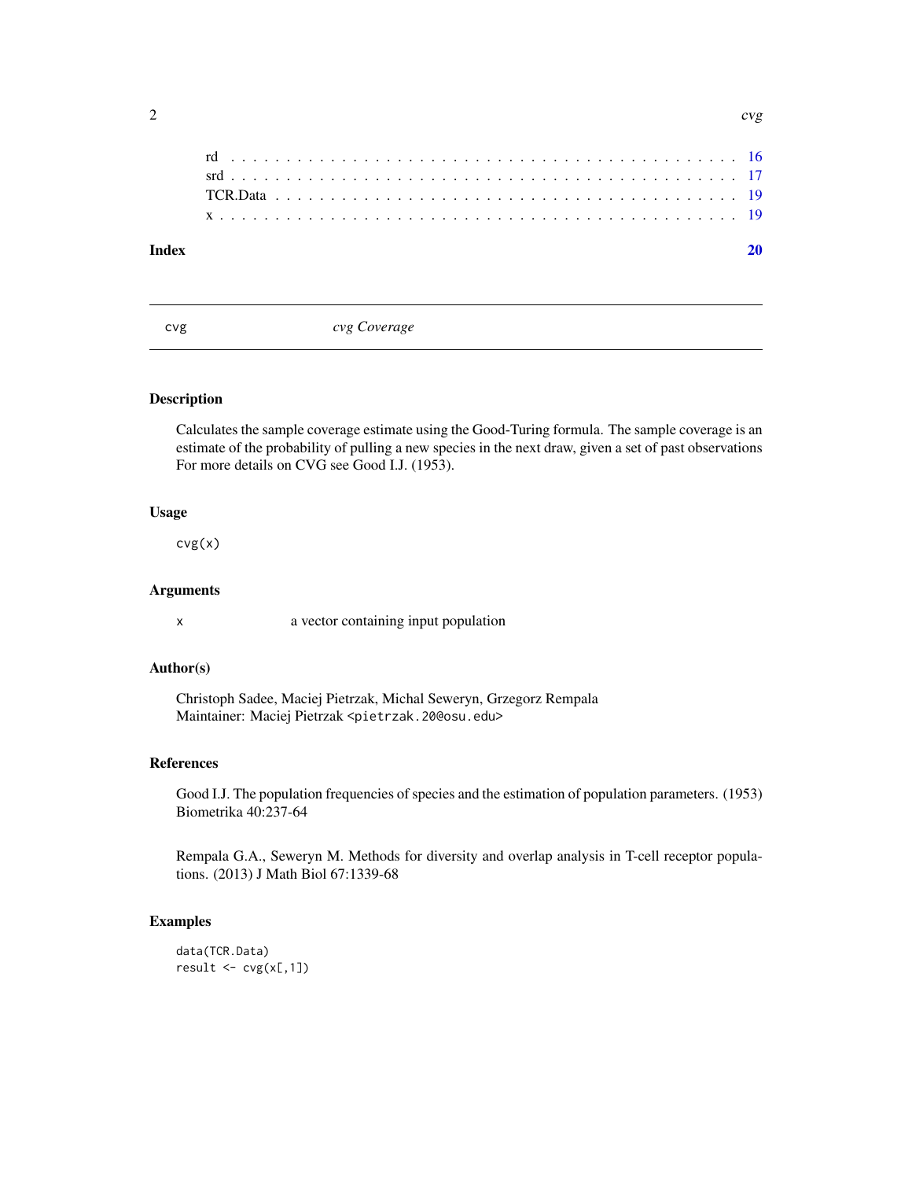rd . . . . . . . . . . . . . . . . . . . . . . . . . . . . . . . . . . . . . . . . . . 16
srd . . . . . . . . . . . . . . . . . . . . . . . . . . . . . . . . . . . . . . . . . . 17
TCR.Data . . . . . . . . . . . . . . . . . . . . . . . . . . . . . . . . . . . . . . . 19
x . . . . . . . . . . . . . . . . . . . . . . . . . . . . . . . . . . . . . . . . . . . 19

**Index** **20**

---

## cvg — *cvg Coverage*

---

### Description

Calculates the sample coverage estimate using the Good-Turing formula. The sample coverage is an estimate of the probability of pulling a new species in the next draw, given a set of past observations For more details on CVG see Good I.J. (1953).

### Usage

```
cvg(x)
```

### Arguments

| | |
|---|---|
| x | a vector containing input population |

### Author(s)

Christoph Sadee, Maciej Pietrzak, Michal Seweryn, Grzegorz Rempala
Maintainer: Maciej Pietrzak <pietrzak.20@osu.edu>

### References

Good I.J. The population frequencies of species and the estimation of population parameters. (1953) Biometrika 40:237-64

Rempala G.A., Seweryn M. Methods for diversity and overlap analysis in T-cell receptor populations. (2013) J Math Biol 67:1339-68

### Examples

```
data(TCR.Data)
result <- cvg(x[,1])
```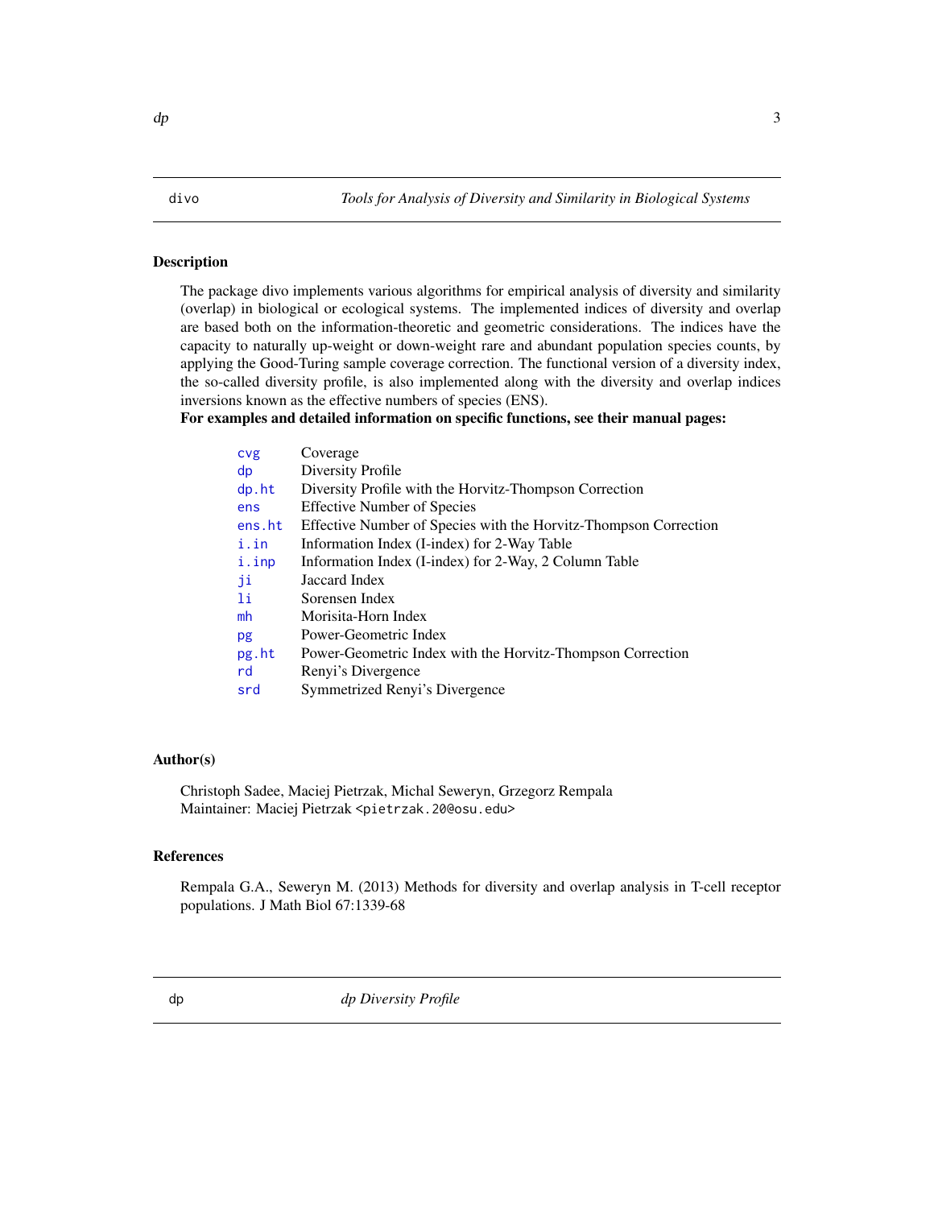| divo | *Tools for Analysis of Diversity and Similarity in Biological Systems* |
| --- | --- |

## Description

The package divo implements various algorithms for empirical analysis of diversity and similarity (overlap) in biological or ecological systems. The implemented indices of diversity and overlap are based both on the information-theoretic and geometric considerations. The indices have the capacity to naturally up-weight or down-weight rare and abundant population species counts, by applying the Good-Turing sample coverage correction. The functional version of a diversity index, the so-called diversity profile, is also implemented along with the diversity and overlap indices inversions known as the effective numbers of species (ENS).

**For examples and detailed information on specific functions, see their manual pages:**

| | |
| --- | --- |
| `cvg` | Coverage |
| `dp` | Diversity Profile |
| `dp.ht` | Diversity Profile with the Horvitz-Thompson Correction |
| `ens` | Effective Number of Species |
| `ens.ht` | Effective Number of Species with the Horvitz-Thompson Correction |
| `i.in` | Information Index (I-index) for 2-Way Table |
| `i.inp` | Information Index (I-index) for 2-Way, 2 Column Table |
| `ji` | Jaccard Index |
| `li` | Sorensen Index |
| `mh` | Morisita-Horn Index |
| `pg` | Power-Geometric Index |
| `pg.ht` | Power-Geometric Index with the Horvitz-Thompson Correction |
| `rd` | Renyi's Divergence |
| `srd` | Symmetrized Renyi's Divergence |

## Author(s)

Christoph Sadee, Maciej Pietrzak, Michal Seweryn, Grzegorz Rempala
Maintainer: Maciej Pietrzak <pietrzak.20@osu.edu>

## References

Rempala G.A., Seweryn M. (2013) Methods for diversity and overlap analysis in T-cell receptor populations. J Math Biol 67:1339-68

| dp | *dp Diversity Profile* |
| --- | --- |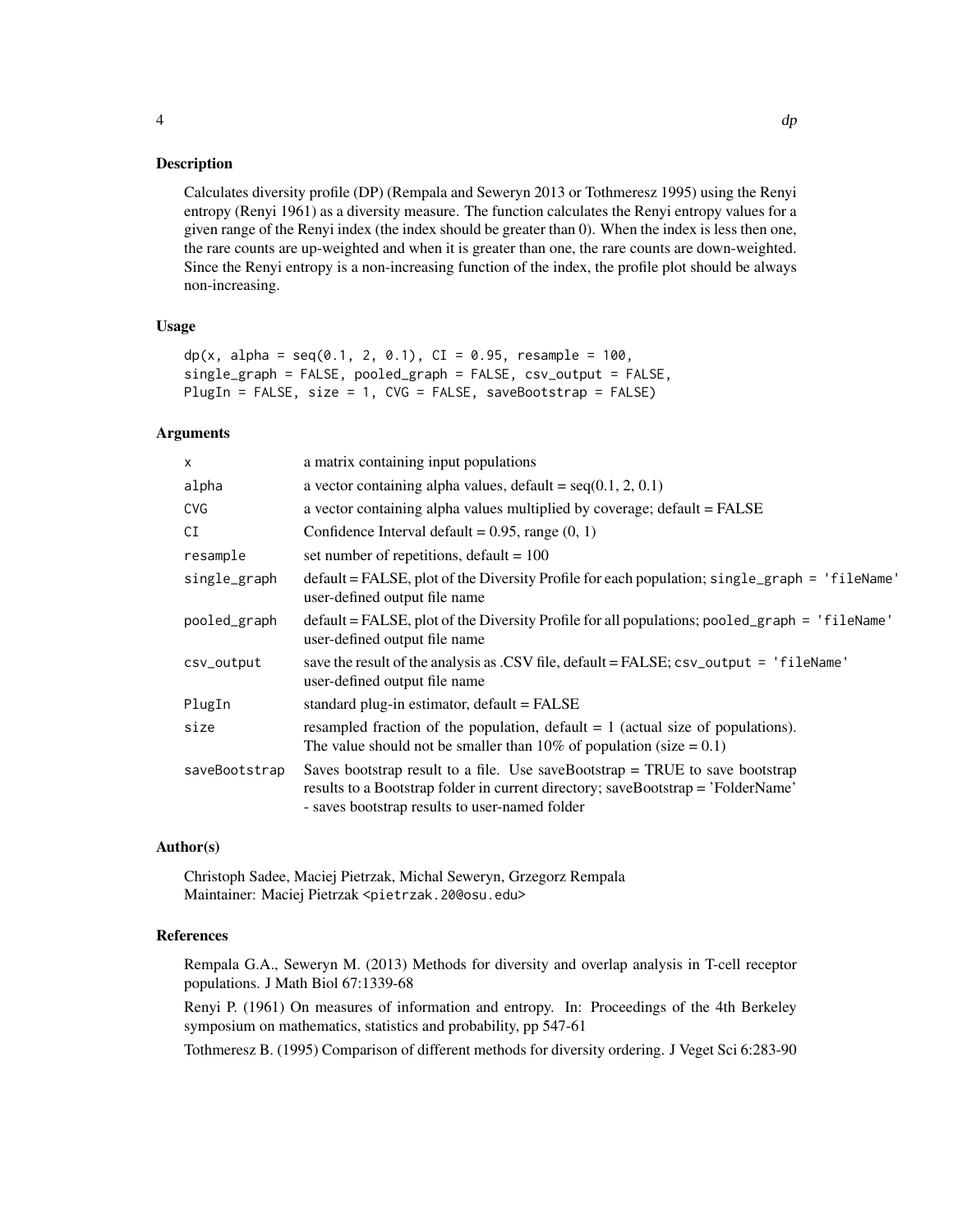## Description

Calculates diversity profile (DP) (Rempala and Seweryn 2013 or Tothmeresz 1995) using the Renyi entropy (Renyi 1961) as a diversity measure. The function calculates the Renyi entropy values for a given range of the Renyi index (the index should be greater than 0). When the index is less then one, the rare counts are up-weighted and when it is greater than one, the rare counts are down-weighted. Since the Renyi entropy is a non-increasing function of the index, the profile plot should be always non-increasing.

## Usage

```
dp(x, alpha = seq(0.1, 2, 0.1), CI = 0.95, resample = 100,
single_graph = FALSE, pooled_graph = FALSE, csv_output = FALSE,
PlugIn = FALSE, size = 1, CVG = FALSE, saveBootstrap = FALSE)
```

## Arguments

| | |
|---|---|
| `x` | a matrix containing input populations |
| `alpha` | a vector containing alpha values, default = seq(0.1, 2, 0.1) |
| `CVG` | a vector containing alpha values multiplied by coverage; default = FALSE |
| `CI` | Confidence Interval default = 0.95, range (0, 1) |
| `resample` | set number of repetitions, default = 100 |
| `single_graph` | default = FALSE, plot of the Diversity Profile for each population; `single_graph = 'fileName'` user-defined output file name |
| `pooled_graph` | default = FALSE, plot of the Diversity Profile for all populations; `pooled_graph = 'fileName'` user-defined output file name |
| `csv_output` | save the result of the analysis as .CSV file, default = FALSE; `csv_output = 'fileName'` user-defined output file name |
| `PlugIn` | standard plug-in estimator, default = FALSE |
| `size` | resampled fraction of the population, default = 1 (actual size of populations). The value should not be smaller than 10% of population (size = 0.1) |
| `saveBootstrap` | Saves bootstrap result to a file. Use saveBootstrap = TRUE to save bootstrap results to a Bootstrap folder in current directory; saveBootstrap = 'FolderName' - saves bootstrap results to user-named folder |

## Author(s)

Christoph Sadee, Maciej Pietrzak, Michal Seweryn, Grzegorz Rempala
Maintainer: Maciej Pietrzak <pietrzak.20@osu.edu>

## References

Rempala G.A., Seweryn M. (2013) Methods for diversity and overlap analysis in T-cell receptor populations. J Math Biol 67:1339-68

Renyi P. (1961) On measures of information and entropy. In: Proceedings of the 4th Berkeley symposium on mathematics, statistics and probability, pp 547-61

Tothmeresz B. (1995) Comparison of different methods for diversity ordering. J Veget Sci 6:283-90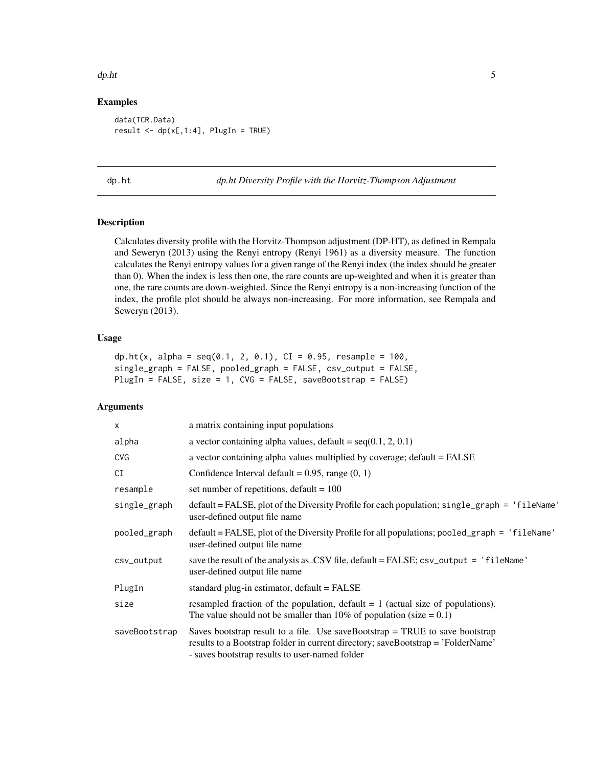### Examples

```
data(TCR.Data)
result <- dp(x[,1:4], PlugIn = TRUE)
```

---

## dp.ht — *dp.ht Diversity Profile with the Horvitz-Thompson Adjustment*

### Description

Calculates diversity profile with the Horvitz-Thompson adjustment (DP-HT), as defined in Rempala and Seweryn (2013) using the Renyi entropy (Renyi 1961) as a diversity measure. The function calculates the Renyi entropy values for a given range of the Renyi index (the index should be greater than 0). When the index is less then one, the rare counts are up-weighted and when it is greater than one, the rare counts are down-weighted. Since the Renyi entropy is a non-increasing function of the index, the profile plot should be always non-increasing. For more information, see Rempala and Seweryn (2013).

### Usage

```
dp.ht(x, alpha = seq(0.1, 2, 0.1), CI = 0.95, resample = 100,
single_graph = FALSE, pooled_graph = FALSE, csv_output = FALSE,
PlugIn = FALSE, size = 1, CVG = FALSE, saveBootstrap = FALSE)
```

### Arguments

| | |
|---|---|
| x | a matrix containing input populations |
| alpha | a vector containing alpha values, default = seq(0.1, 2, 0.1) |
| CVG | a vector containing alpha values multiplied by coverage; default = FALSE |
| CI | Confidence Interval default = 0.95, range (0, 1) |
| resample | set number of repetitions, default = 100 |
| single_graph | default = FALSE, plot of the Diversity Profile for each population; `single_graph = 'fileName'` user-defined output file name |
| pooled_graph | default = FALSE, plot of the Diversity Profile for all populations; `pooled_graph = 'fileName'` user-defined output file name |
| csv_output | save the result of the analysis as .CSV file, default = FALSE; `csv_output = 'fileName'` user-defined output file name |
| PlugIn | standard plug-in estimator, default = FALSE |
| size | resampled fraction of the population, default = 1 (actual size of populations). The value should not be smaller than 10% of population (size = 0.1) |
| saveBootstrap | Saves bootstrap result to a file. Use saveBootstrap = TRUE to save bootstrap results to a Bootstrap folder in current directory; saveBootstrap = 'FolderName' - saves bootstrap results to user-named folder |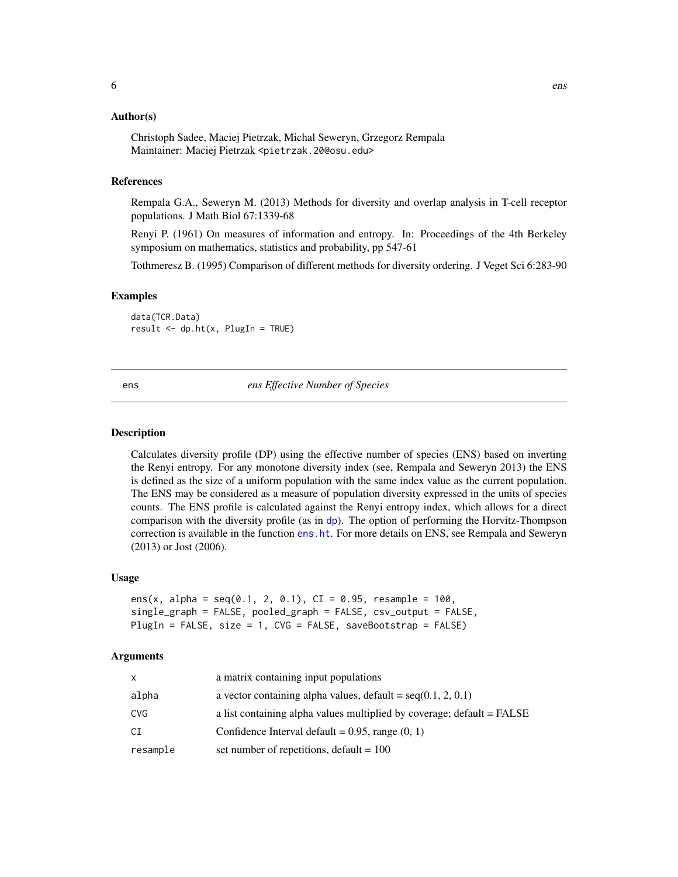### Author(s)

Christoph Sadee, Maciej Pietrzak, Michal Seweryn, Grzegorz Rempala
Maintainer: Maciej Pietrzak <pietrzak.20@osu.edu>

### References

Rempala G.A., Seweryn M. (2013) Methods for diversity and overlap analysis in T-cell receptor populations. J Math Biol 67:1339-68

Renyi P. (1961) On measures of information and entropy. In: Proceedings of the 4th Berkeley symposium on mathematics, statistics and probability, pp 547-61

Tothmeresz B. (1995) Comparison of different methods for diversity ordering. J Veget Sci 6:283-90

### Examples

```
data(TCR.Data)
result <- dp.ht(x, PlugIn = TRUE)
```

---

## ens — *ens Effective Number of Species*

---

### Description

Calculates diversity profile (DP) using the effective number of species (ENS) based on inverting the Renyi entropy. For any monotone diversity index (see, Rempala and Seweryn 2013) the ENS is defined as the size of a uniform population with the same index value as the current population. The ENS may be considered as a measure of population diversity expressed in the units of species counts. The ENS profile is calculated against the Renyi entropy index, which allows for a direct comparison with the diversity profile (as in dp). The option of performing the Horvitz-Thompson correction is available in the function ens.ht. For more details on ENS, see Rempala and Seweryn (2013) or Jost (2006).

### Usage

```
ens(x, alpha = seq(0.1, 2, 0.1), CI = 0.95, resample = 100,
single_graph = FALSE, pooled_graph = FALSE, csv_output = FALSE,
PlugIn = FALSE, size = 1, CVG = FALSE, saveBootstrap = FALSE)
```

### Arguments

| | |
|---|---|
| x | a matrix containing input populations |
| alpha | a vector containing alpha values, default = seq(0.1, 2, 0.1) |
| CVG | a list containing alpha values multiplied by coverage; default = FALSE |
| CI | Confidence Interval default = 0.95, range (0, 1) |
| resample | set number of repetitions, default = 100 |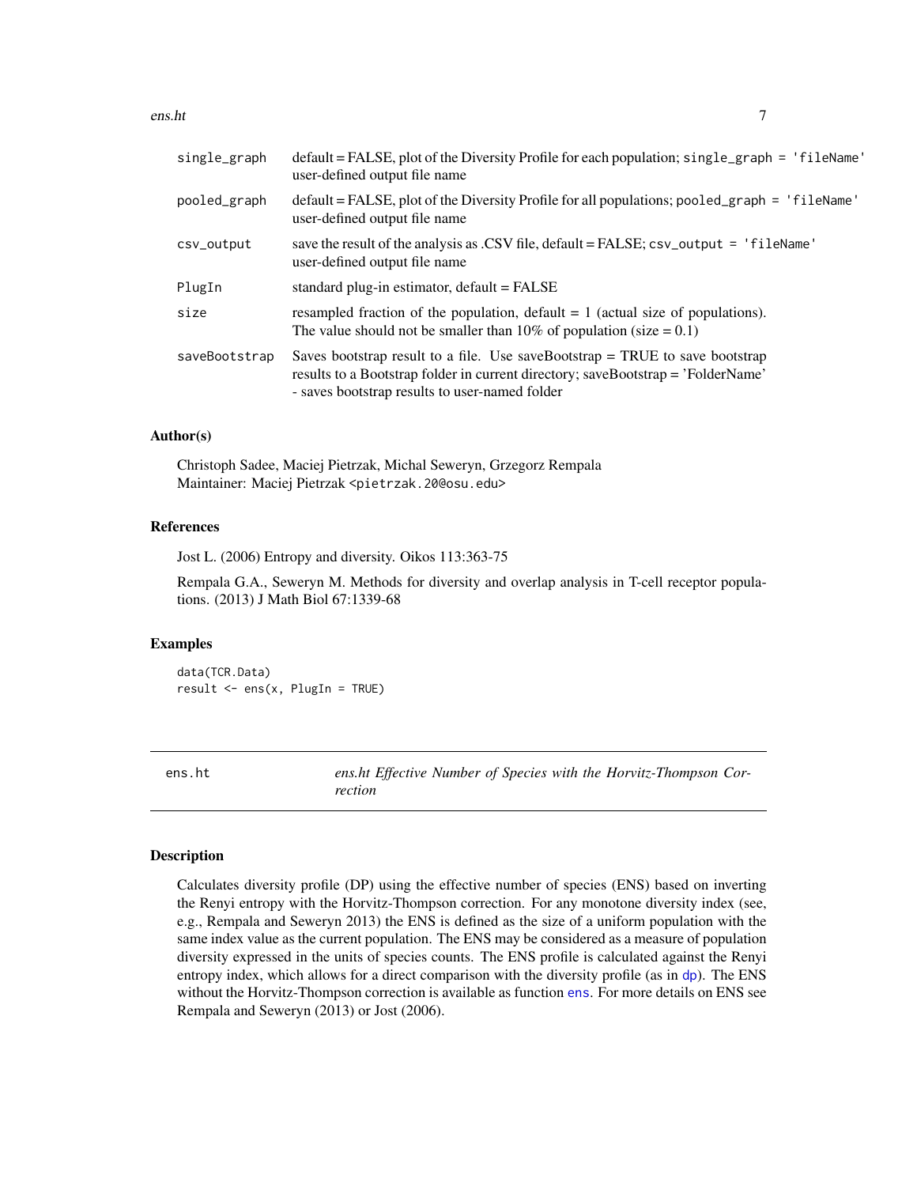| | |
|---|---|
| single_graph | default = FALSE, plot of the Diversity Profile for each population; single_graph = 'fileName' user-defined output file name |
| pooled_graph | default = FALSE, plot of the Diversity Profile for all populations; pooled_graph = 'fileName' user-defined output file name |
| csv_output | save the result of the analysis as .CSV file, default = FALSE; csv_output = 'fileName' user-defined output file name |
| PlugIn | standard plug-in estimator, default = FALSE |
| size | resampled fraction of the population, default = 1 (actual size of populations). The value should not be smaller than 10% of population (size = 0.1) |
| saveBootstrap | Saves bootstrap result to a file. Use saveBootstrap = TRUE to save bootstrap results to a Bootstrap folder in current directory; saveBootstrap = 'FolderName' - saves bootstrap results to user-named folder |

### Author(s)

Christoph Sadee, Maciej Pietrzak, Michal Seweryn, Grzegorz Rempala
Maintainer: Maciej Pietrzak <pietrzak.20@osu.edu>

### References

Jost L. (2006) Entropy and diversity. Oikos 113:363-75

Rempala G.A., Seweryn M. Methods for diversity and overlap analysis in T-cell receptor populations. (2013) J Math Biol 67:1339-68

### Examples

```
data(TCR.Data)
result <- ens(x, PlugIn = TRUE)
```

---

## ens.ht — *ens.ht Effective Number of Species with the Horvitz-Thompson Correction*

### Description

Calculates diversity profile (DP) using the effective number of species (ENS) based on inverting the Renyi entropy with the Horvitz-Thompson correction. For any monotone diversity index (see, e.g., Rempala and Seweryn 2013) the ENS is defined as the size of a uniform population with the same index value as the current population. The ENS may be considered as a measure of population diversity expressed in the units of species counts. The ENS profile is calculated against the Renyi entropy index, which allows for a direct comparison with the diversity profile (as in dp). The ENS without the Horvitz-Thompson correction is available as function ens. For more details on ENS see Rempala and Seweryn (2013) or Jost (2006).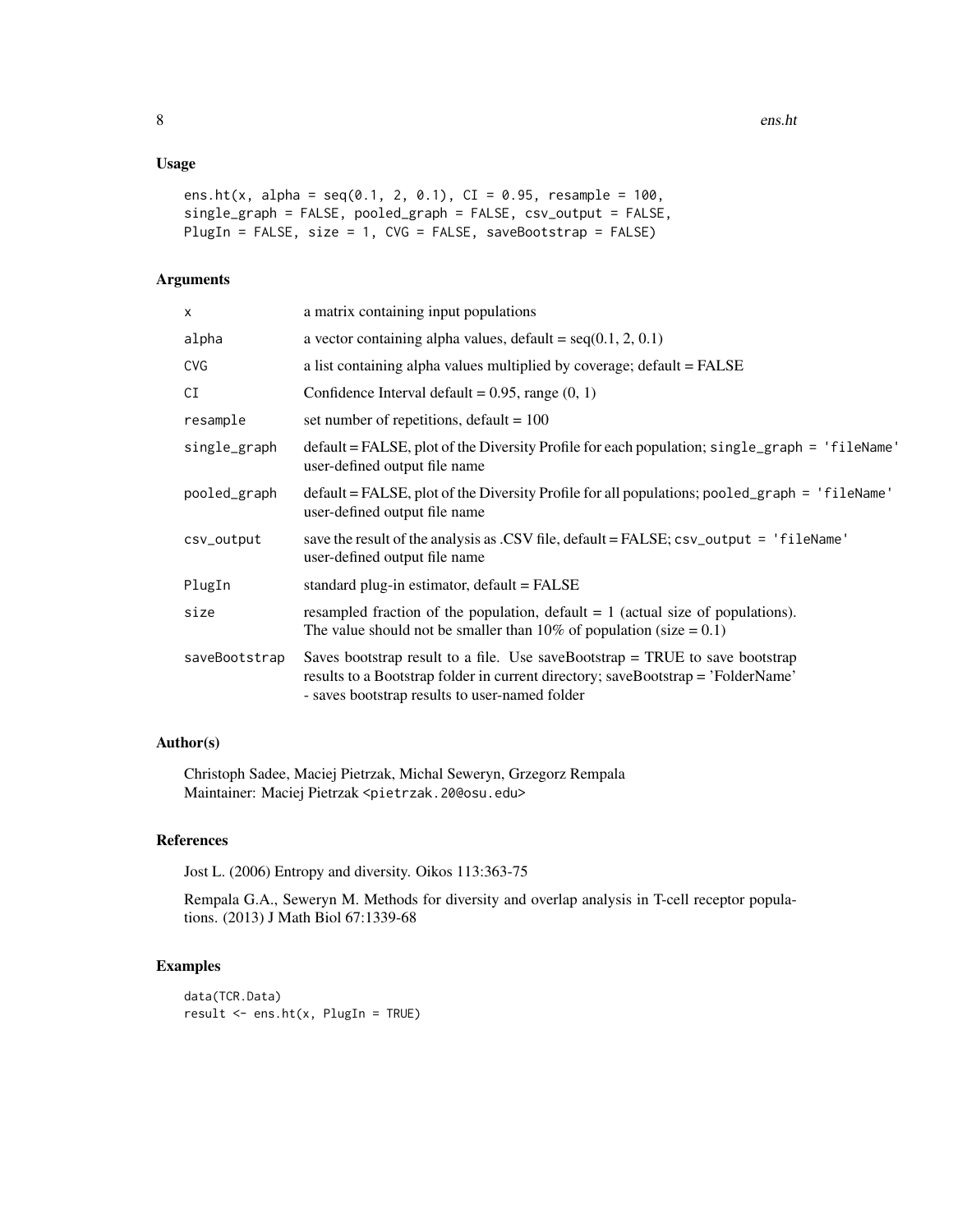## Usage

```
ens.ht(x, alpha = seq(0.1, 2, 0.1), CI = 0.95, resample = 100,
single_graph = FALSE, pooled_graph = FALSE, csv_output = FALSE,
PlugIn = FALSE, size = 1, CVG = FALSE, saveBootstrap = FALSE)
```

## Arguments

| | |
|---|---|
| `x` | a matrix containing input populations |
| `alpha` | a vector containing alpha values, default = seq(0.1, 2, 0.1) |
| `CVG` | a list containing alpha values multiplied by coverage; default = FALSE |
| `CI` | Confidence Interval default = 0.95, range (0, 1) |
| `resample` | set number of repetitions, default = 100 |
| `single_graph` | default = FALSE, plot of the Diversity Profile for each population; `single_graph = 'fileName'` user-defined output file name |
| `pooled_graph` | default = FALSE, plot of the Diversity Profile for all populations; `pooled_graph = 'fileName'` user-defined output file name |
| `csv_output` | save the result of the analysis as .CSV file, default = FALSE; `csv_output = 'fileName'` user-defined output file name |
| `PlugIn` | standard plug-in estimator, default = FALSE |
| `size` | resampled fraction of the population, default = 1 (actual size of populations). The value should not be smaller than 10% of population (size = 0.1) |
| `saveBootstrap` | Saves bootstrap result to a file. Use saveBootstrap = TRUE to save bootstrap results to a Bootstrap folder in current directory; saveBootstrap = 'FolderName' - saves bootstrap results to user-named folder |

## Author(s)

Christoph Sadee, Maciej Pietrzak, Michal Seweryn, Grzegorz Rempala
Maintainer: Maciej Pietrzak <pietrzak.20@osu.edu>

## References

Jost L. (2006) Entropy and diversity. Oikos 113:363-75

Rempala G.A., Seweryn M. Methods for diversity and overlap analysis in T-cell receptor populations. (2013) J Math Biol 67:1339-68

## Examples

```
data(TCR.Data)
result <- ens.ht(x, PlugIn = TRUE)
```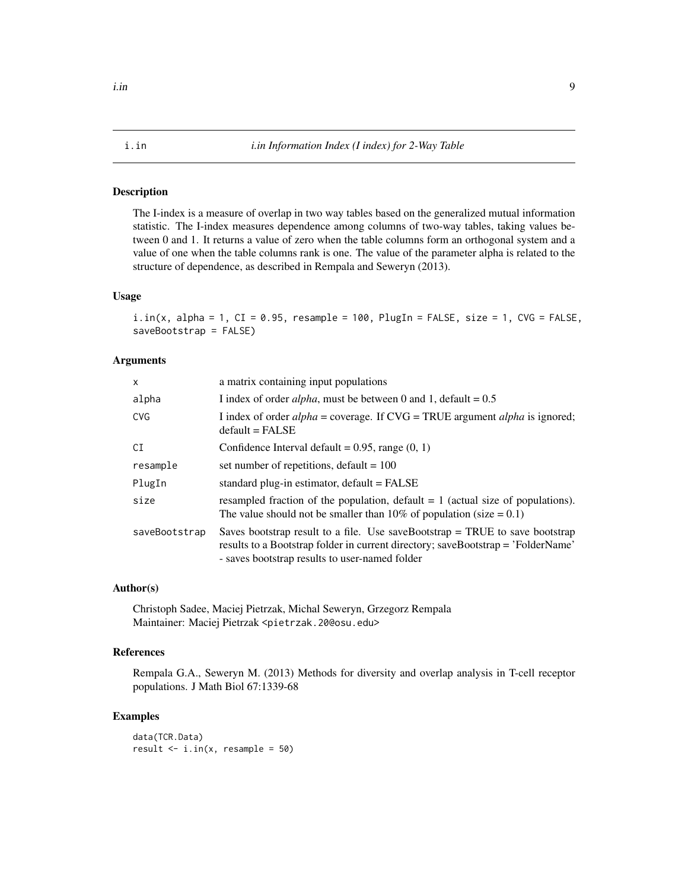i.in *i.in Information Index (I index) for 2-Way Table*

## Description

The I-index is a measure of overlap in two way tables based on the generalized mutual information statistic. The I-index measures dependence among columns of two-way tables, taking values between 0 and 1. It returns a value of zero when the table columns form an orthogonal system and a value of one when the table columns rank is one. The value of the parameter alpha is related to the structure of dependence, as described in Rempala and Seweryn (2013).

## Usage

```
i.in(x, alpha = 1, CI = 0.95, resample = 100, PlugIn = FALSE, size = 1, CVG = FALSE,
saveBootstrap = FALSE)
```

## Arguments

| | |
|---|---|
| x | a matrix containing input populations |
| alpha | I index of order *alpha*, must be between 0 and 1, default = 0.5 |
| CVG | I index of order *alpha* = coverage. If CVG = TRUE argument *alpha* is ignored; default = FALSE |
| CI | Confidence Interval default = 0.95, range (0, 1) |
| resample | set number of repetitions, default = 100 |
| PlugIn | standard plug-in estimator, default = FALSE |
| size | resampled fraction of the population, default = 1 (actual size of populations). The value should not be smaller than 10% of population (size = 0.1) |
| saveBootstrap | Saves bootstrap result to a file. Use saveBootstrap = TRUE to save bootstrap results to a Bootstrap folder in current directory; saveBootstrap = 'FolderName' - saves bootstrap results to user-named folder |

## Author(s)

Christoph Sadee, Maciej Pietrzak, Michal Seweryn, Grzegorz Rempala
Maintainer: Maciej Pietrzak <pietrzak.20@osu.edu>

## References

Rempala G.A., Seweryn M. (2013) Methods for diversity and overlap analysis in T-cell receptor populations. J Math Biol 67:1339-68

## Examples

```
data(TCR.Data)
result <- i.in(x, resample = 50)
```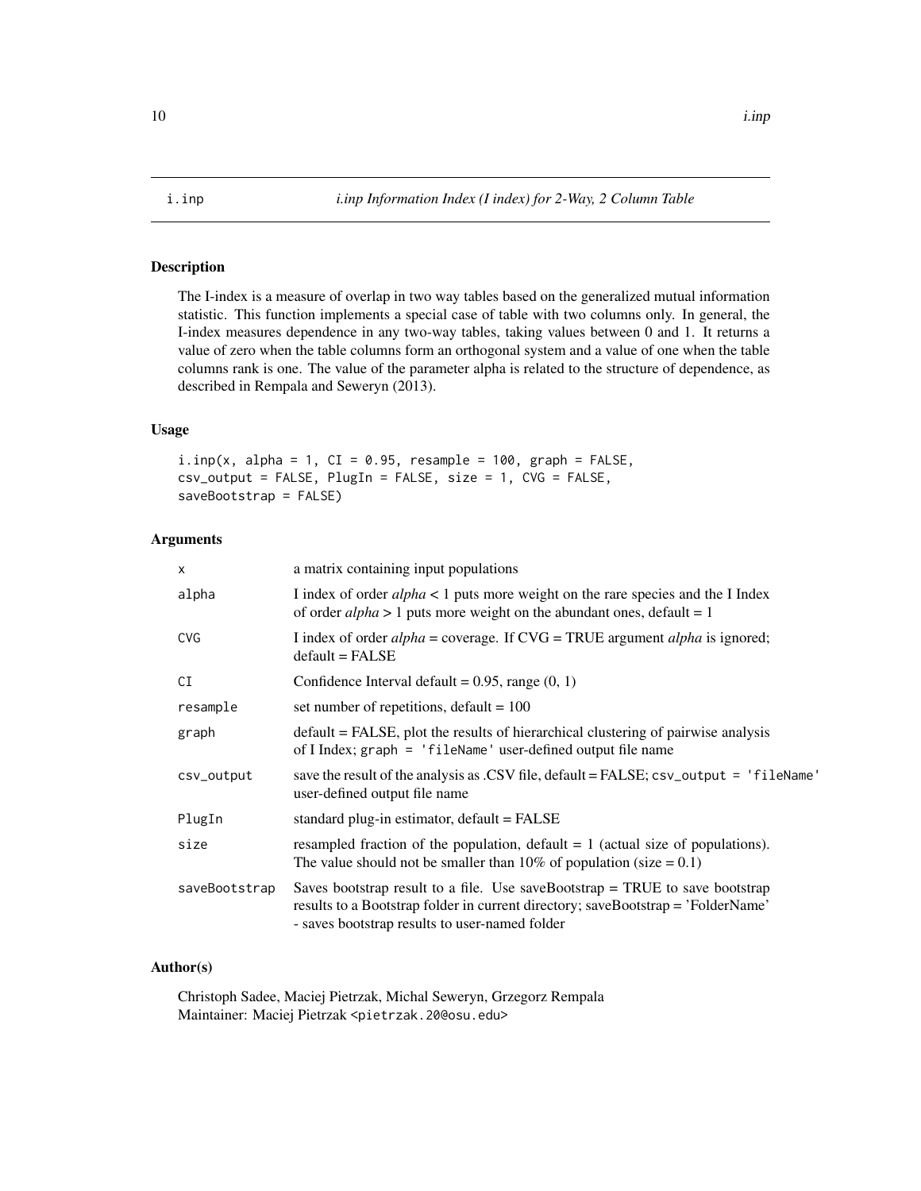## i.inp — *i.inp Information Index (I index) for 2-Way, 2 Column Table*

### Description

The I-index is a measure of overlap in two way tables based on the generalized mutual information statistic. This function implements a special case of table with two columns only. In general, the I-index measures dependence in any two-way tables, taking values between 0 and 1. It returns a value of zero when the table columns form an orthogonal system and a value of one when the table columns rank is one. The value of the parameter alpha is related to the structure of dependence, as described in Rempala and Seweryn (2013).

### Usage

```
i.inp(x, alpha = 1, CI = 0.95, resample = 100, graph = FALSE,
csv_output = FALSE, PlugIn = FALSE, size = 1, CVG = FALSE,
saveBootstrap = FALSE)
```

### Arguments

| | |
|---|---|
| x | a matrix containing input populations |
| alpha | I index of order *alpha* < 1 puts more weight on the rare species and the I Index of order *alpha* > 1 puts more weight on the abundant ones, default = 1 |
| CVG | I index of order *alpha* = coverage. If CVG = TRUE argument *alpha* is ignored; default = FALSE |
| CI | Confidence Interval default = 0.95, range (0, 1) |
| resample | set number of repetitions, default = 100 |
| graph | default = FALSE, plot the results of hierarchical clustering of pairwise analysis of I Index; `graph = 'fileName'` user-defined output file name |
| csv_output | save the result of the analysis as .CSV file, default = FALSE; `csv_output = 'fileName'` user-defined output file name |
| PlugIn | standard plug-in estimator, default = FALSE |
| size | resampled fraction of the population, default = 1 (actual size of populations). The value should not be smaller than 10% of population (size = 0.1) |
| saveBootstrap | Saves bootstrap result to a file. Use saveBootstrap = TRUE to save bootstrap results to a Bootstrap folder in current directory; saveBootstrap = 'FolderName' - saves bootstrap results to user-named folder |

### Author(s)

Christoph Sadee, Maciej Pietrzak, Michal Seweryn, Grzegorz Rempala
Maintainer: Maciej Pietrzak <pietrzak.20@osu.edu>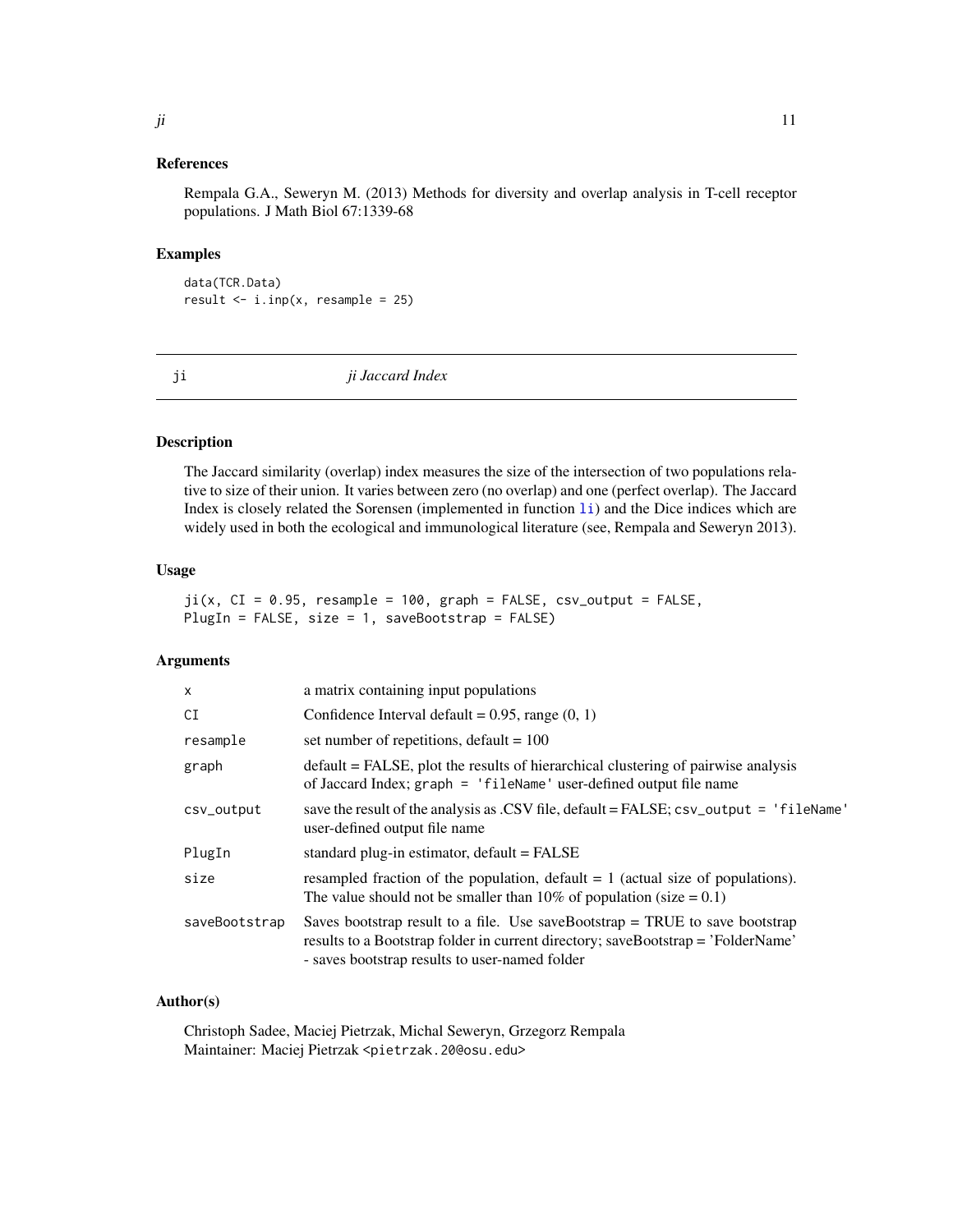### References

Rempala G.A., Seweryn M. (2013) Methods for diversity and overlap analysis in T-cell receptor populations. J Math Biol 67:1339-68

### Examples

```
data(TCR.Data)
result <- i.inp(x, resample = 25)
```

## ji *ji Jaccard Index*

### Description

The Jaccard similarity (overlap) index measures the size of the intersection of two populations relative to size of their union. It varies between zero (no overlap) and one (perfect overlap). The Jaccard Index is closely related the Sorensen (implemented in function li) and the Dice indices which are widely used in both the ecological and immunological literature (see, Rempala and Seweryn 2013).

### Usage

```
ji(x, CI = 0.95, resample = 100, graph = FALSE, csv_output = FALSE,
PlugIn = FALSE, size = 1, saveBootstrap = FALSE)
```

### Arguments

| | |
|---|---|
| x | a matrix containing input populations |
| CI | Confidence Interval default = 0.95, range (0, 1) |
| resample | set number of repetitions, default = 100 |
| graph | default = FALSE, plot the results of hierarchical clustering of pairwise analysis of Jaccard Index; graph = 'fileName' user-defined output file name |
| csv_output | save the result of the analysis as .CSV file, default = FALSE; csv_output = 'fileName' user-defined output file name |
| PlugIn | standard plug-in estimator, default = FALSE |
| size | resampled fraction of the population, default = 1 (actual size of populations). The value should not be smaller than 10% of population (size = 0.1) |
| saveBootstrap | Saves bootstrap result to a file. Use saveBootstrap = TRUE to save bootstrap results to a Bootstrap folder in current directory; saveBootstrap = 'FolderName' - saves bootstrap results to user-named folder |

### Author(s)

Christoph Sadee, Maciej Pietrzak, Michal Seweryn, Grzegorz Rempala
Maintainer: Maciej Pietrzak <pietrzak.20@osu.edu>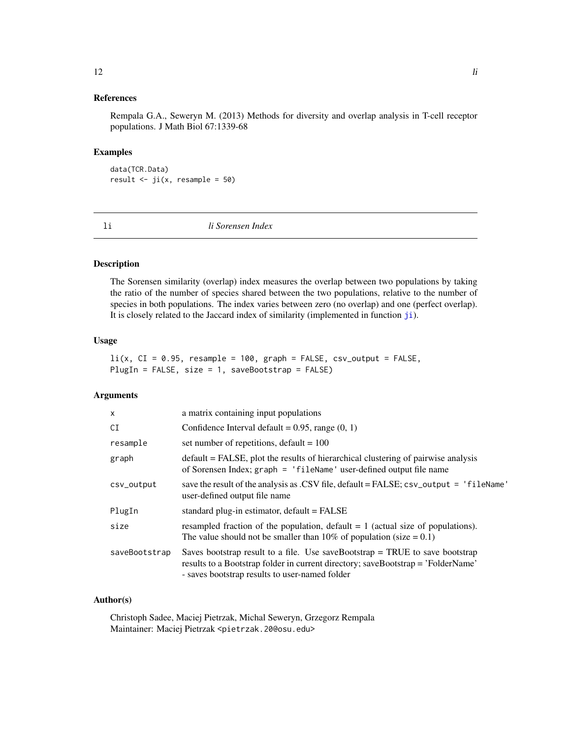### References

Rempala G.A., Seweryn M. (2013) Methods for diversity and overlap analysis in T-cell receptor populations. J Math Biol 67:1339-68

### Examples

```
data(TCR.Data)
result <- ji(x, resample = 50)
```

## li — *li Sorensen Index*

### Description

The Sorensen similarity (overlap) index measures the overlap between two populations by taking the ratio of the number of species shared between the two populations, relative to the number of species in both populations. The index varies between zero (no overlap) and one (perfect overlap). It is closely related to the Jaccard index of similarity (implemented in function ji).

### Usage

```
li(x, CI = 0.95, resample = 100, graph = FALSE, csv_output = FALSE,
PlugIn = FALSE, size = 1, saveBootstrap = FALSE)
```

### Arguments

| | |
|---|---|
| x | a matrix containing input populations |
| CI | Confidence Interval default = 0.95, range (0, 1) |
| resample | set number of repetitions, default = 100 |
| graph | default = FALSE, plot the results of hierarchical clustering of pairwise analysis of Sorensen Index; `graph = 'fileName'` user-defined output file name |
| csv_output | save the result of the analysis as .CSV file, default = FALSE; `csv_output = 'fileName'` user-defined output file name |
| PlugIn | standard plug-in estimator, default = FALSE |
| size | resampled fraction of the population, default = 1 (actual size of populations). The value should not be smaller than 10% of population (size = 0.1) |
| saveBootstrap | Saves bootstrap result to a file. Use saveBootstrap = TRUE to save bootstrap results to a Bootstrap folder in current directory; saveBootstrap = 'FolderName' - saves bootstrap results to user-named folder |

### Author(s)

Christoph Sadee, Maciej Pietrzak, Michal Seweryn, Grzegorz Rempala
Maintainer: Maciej Pietrzak <pietrzak.20@osu.edu>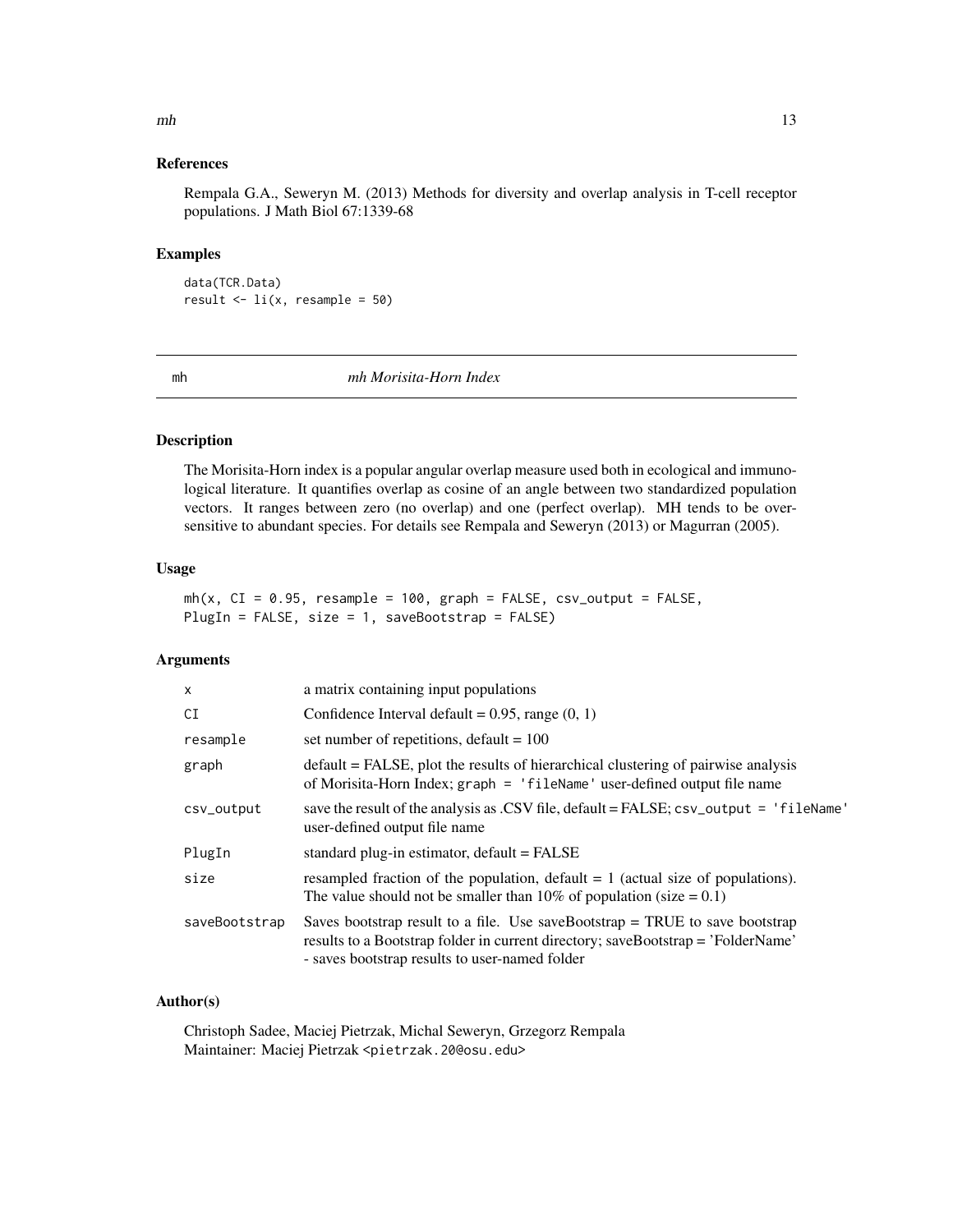### References

Rempala G.A., Seweryn M. (2013) Methods for diversity and overlap analysis in T-cell receptor populations. J Math Biol 67:1339-68

### Examples

```
data(TCR.Data)
result <- li(x, resample = 50)
```

## mh    *mh Morisita-Horn Index*

### Description

The Morisita-Horn index is a popular angular overlap measure used both in ecological and immunological literature. It quantifies overlap as cosine of an angle between two standardized population vectors. It ranges between zero (no overlap) and one (perfect overlap). MH tends to be oversensitive to abundant species. For details see Rempala and Seweryn (2013) or Magurran (2005).

### Usage

```
mh(x, CI = 0.95, resample = 100, graph = FALSE, csv_output = FALSE,
PlugIn = FALSE, size = 1, saveBootstrap = FALSE)
```

### Arguments

| | |
|---|---|
| x | a matrix containing input populations |
| CI | Confidence Interval default = 0.95, range (0, 1) |
| resample | set number of repetitions, default = 100 |
| graph | default = FALSE, plot the results of hierarchical clustering of pairwise analysis of Morisita-Horn Index; graph = 'fileName' user-defined output file name |
| csv_output | save the result of the analysis as .CSV file, default = FALSE; csv_output = 'fileName' user-defined output file name |
| PlugIn | standard plug-in estimator, default = FALSE |
| size | resampled fraction of the population, default = 1 (actual size of populations). The value should not be smaller than 10% of population (size = 0.1) |
| saveBootstrap | Saves bootstrap result to a file. Use saveBootstrap = TRUE to save bootstrap results to a Bootstrap folder in current directory; saveBootstrap = 'FolderName' - saves bootstrap results to user-named folder |

### Author(s)

Christoph Sadee, Maciej Pietrzak, Michal Seweryn, Grzegorz Rempala
Maintainer: Maciej Pietrzak <pietrzak.20@osu.edu>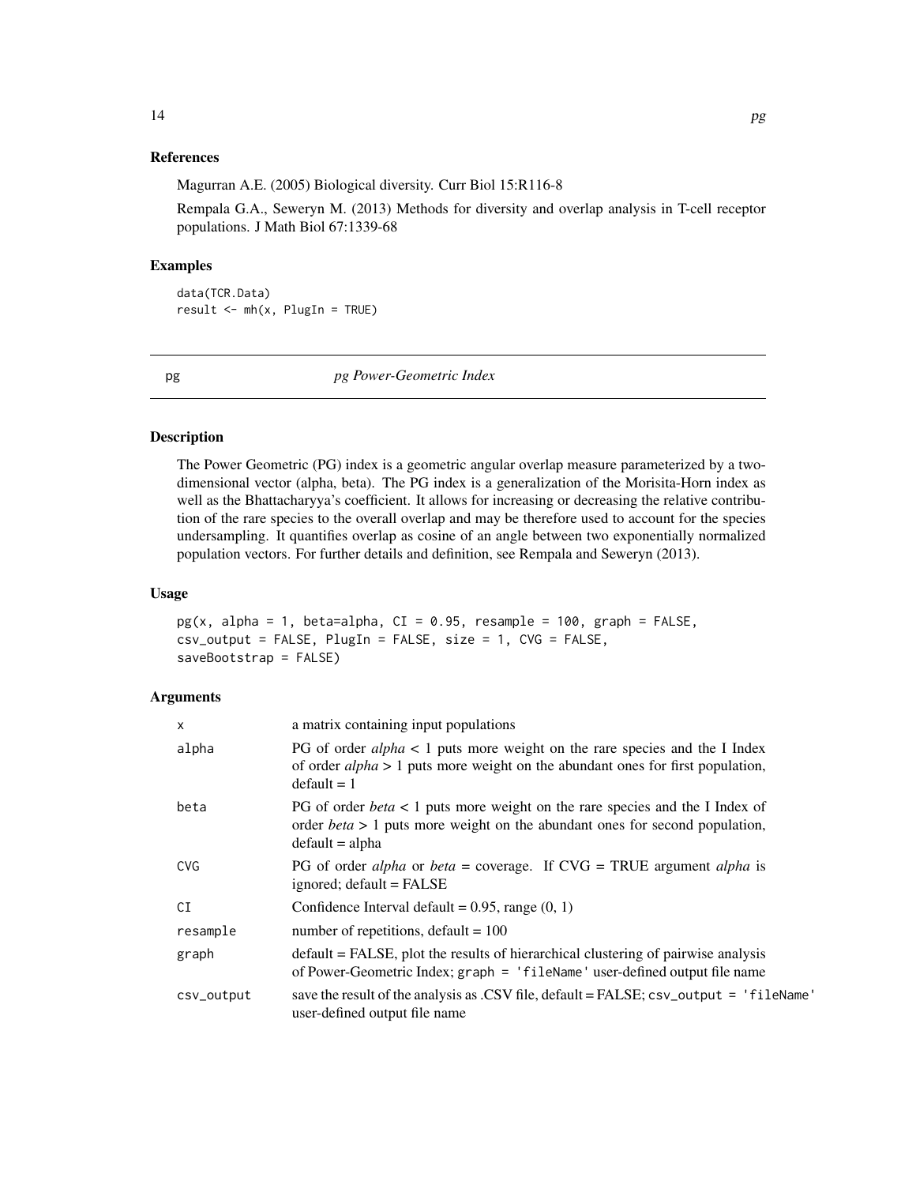### References

Magurran A.E. (2005) Biological diversity. Curr Biol 15:R116-8

Rempala G.A., Seweryn M. (2013) Methods for diversity and overlap analysis in T-cell receptor populations. J Math Biol 67:1339-68

### Examples

```
data(TCR.Data)
result <- mh(x, PlugIn = TRUE)
```

## pg *pg Power-Geometric Index*

### Description

The Power Geometric (PG) index is a geometric angular overlap measure parameterized by a two-dimensional vector (alpha, beta). The PG index is a generalization of the Morisita-Horn index as well as the Bhattacharyya's coefficient. It allows for increasing or decreasing the relative contribution of the rare species to the overall overlap and may be therefore used to account for the species undersampling. It quantifies overlap as cosine of an angle between two exponentially normalized population vectors. For further details and definition, see Rempala and Seweryn (2013).

### Usage

```
pg(x, alpha = 1, beta=alpha, CI = 0.95, resample = 100, graph = FALSE,
csv_output = FALSE, PlugIn = FALSE, size = 1, CVG = FALSE,
saveBootstrap = FALSE)
```

### Arguments

| | |
|---|---|
| x | a matrix containing input populations |
| alpha | PG of order *alpha* < 1 puts more weight on the rare species and the I Index of order *alpha* > 1 puts more weight on the abundant ones for first population, default = 1 |
| beta | PG of order *beta* < 1 puts more weight on the rare species and the I Index of order *beta* > 1 puts more weight on the abundant ones for second population, default = alpha |
| CVG | PG of order *alpha* or *beta* = coverage. If CVG = TRUE argument *alpha* is ignored; default = FALSE |
| CI | Confidence Interval default = 0.95, range (0, 1) |
| resample | number of repetitions, default = 100 |
| graph | default = FALSE, plot the results of hierarchical clustering of pairwise analysis of Power-Geometric Index; `graph = 'fileName'` user-defined output file name |
| csv_output | save the result of the analysis as .CSV file, default = FALSE; `csv_output = 'fileName'` user-defined output file name |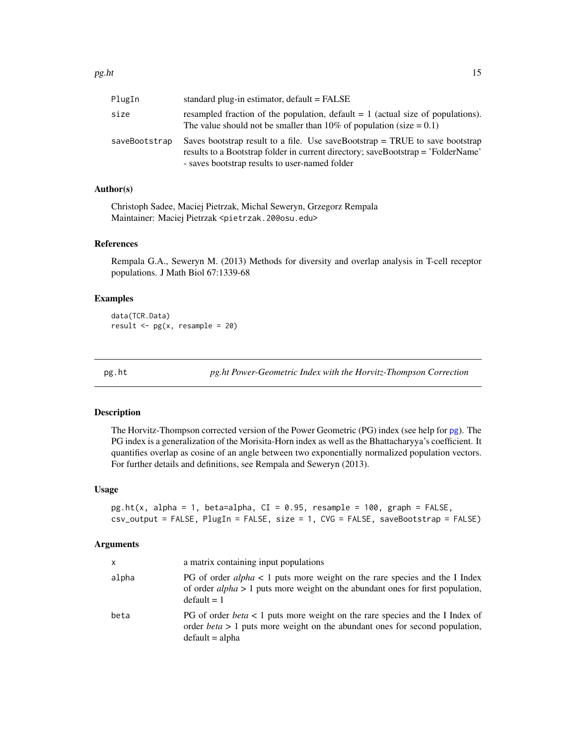| | |
|---|---|
| PlugIn | standard plug-in estimator, default = FALSE |
| size | resampled fraction of the population, default = 1 (actual size of populations). The value should not be smaller than 10% of population (size = 0.1) |
| saveBootstrap | Saves bootstrap result to a file. Use saveBootstrap = TRUE to save bootstrap results to a Bootstrap folder in current directory; saveBootstrap = 'FolderName' - saves bootstrap results to user-named folder |

### Author(s)

Christoph Sadee, Maciej Pietrzak, Michal Seweryn, Grzegorz Rempala
Maintainer: Maciej Pietrzak <pietrzak.20@osu.edu>

### References

Rempala G.A., Seweryn M. (2013) Methods for diversity and overlap analysis in T-cell receptor populations. J Math Biol 67:1339-68

### Examples

```
data(TCR.Data)
result <- pg(x, resample = 20)
```

---

## pg.ht — *pg.ht Power-Geometric Index with the Horvitz-Thompson Correction*

### Description

The Horvitz-Thompson corrected version of the Power Geometric (PG) index (see help for pg). The PG index is a generalization of the Morisita-Horn index as well as the Bhattacharyya's coefficient. It quantifies overlap as cosine of an angle between two exponentially normalized population vectors. For further details and definitions, see Rempala and Seweryn (2013).

### Usage

```
pg.ht(x, alpha = 1, beta=alpha, CI = 0.95, resample = 100, graph = FALSE,
csv_output = FALSE, PlugIn = FALSE, size = 1, CVG = FALSE, saveBootstrap = FALSE)
```

### Arguments

| | |
|---|---|
| x | a matrix containing input populations |
| alpha | PG of order *alpha* < 1 puts more weight on the rare species and the I Index of order *alpha* > 1 puts more weight on the abundant ones for first population, default = 1 |
| beta | PG of order *beta* < 1 puts more weight on the rare species and the I Index of order *beta* > 1 puts more weight on the abundant ones for second population, default = alpha |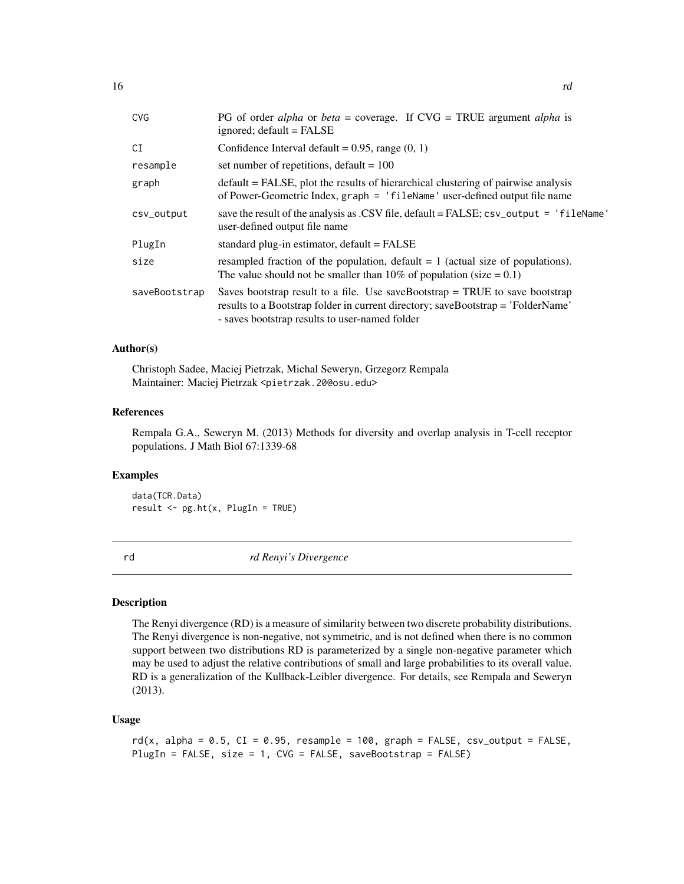| | |
|---|---|
| CVG | PG of order *alpha* or *beta* = coverage. If CVG = TRUE argument *alpha* is ignored; default = FALSE |
| CI | Confidence Interval default = 0.95, range (0, 1) |
| resample | set number of repetitions, default = 100 |
| graph | default = FALSE, plot the results of hierarchical clustering of pairwise analysis of Power-Geometric Index, `graph = 'fileName'` user-defined output file name |
| csv_output | save the result of the analysis as .CSV file, default = FALSE; `csv_output = 'fileName'` user-defined output file name |
| PlugIn | standard plug-in estimator, default = FALSE |
| size | resampled fraction of the population, default = 1 (actual size of populations). The value should not be smaller than 10% of population (size = 0.1) |
| saveBootstrap | Saves bootstrap result to a file. Use saveBootstrap = TRUE to save bootstrap results to a Bootstrap folder in current directory; saveBootstrap = 'FolderName' - saves bootstrap results to user-named folder |

### Author(s)

Christoph Sadee, Maciej Pietrzak, Michal Seweryn, Grzegorz Rempala
Maintainer: Maciej Pietrzak <pietrzak.20@osu.edu>

### References

Rempala G.A., Seweryn M. (2013) Methods for diversity and overlap analysis in T-cell receptor populations. J Math Biol 67:1339-68

### Examples

```
data(TCR.Data)
result <- pg.ht(x, PlugIn = TRUE)
```

---

## rd — *rd Renyi's Divergence*

### Description

The Renyi divergence (RD) is a measure of similarity between two discrete probability distributions. The Renyi divergence is non-negative, not symmetric, and is not defined when there is no common support between two distributions RD is parameterized by a single non-negative parameter which may be used to adjust the relative contributions of small and large probabilities to its overall value. RD is a generalization of the Kullback-Leibler divergence. For details, see Rempala and Seweryn (2013).

### Usage

```
rd(x, alpha = 0.5, CI = 0.95, resample = 100, graph = FALSE, csv_output = FALSE,
PlugIn = FALSE, size = 1, CVG = FALSE, saveBootstrap = FALSE)
```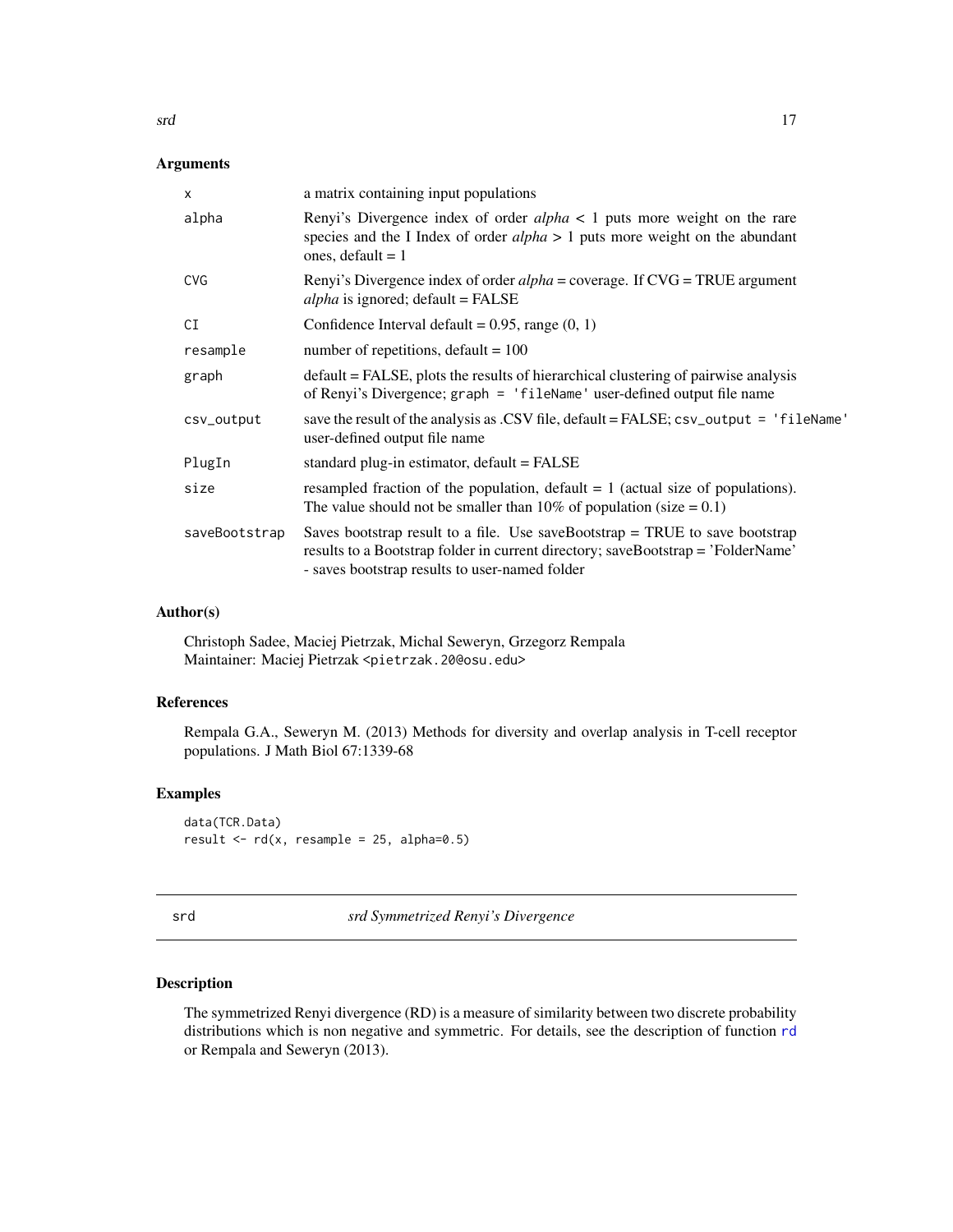### Arguments

| | |
|---|---|
| `x` | a matrix containing input populations |
| `alpha` | Renyi's Divergence index of order *alpha* < 1 puts more weight on the rare species and the I Index of order *alpha* > 1 puts more weight on the abundant ones, default = 1 |
| `CVG` | Renyi's Divergence index of order *alpha* = coverage. If CVG = TRUE argument *alpha* is ignored; default = FALSE |
| `CI` | Confidence Interval default = 0.95, range (0, 1) |
| `resample` | number of repetitions, default = 100 |
| `graph` | default = FALSE, plots the results of hierarchical clustering of pairwise analysis of Renyi's Divergence; `graph = 'fileName'` user-defined output file name |
| `csv_output` | save the result of the analysis as .CSV file, default = FALSE; `csv_output = 'fileName'` user-defined output file name |
| `PlugIn` | standard plug-in estimator, default = FALSE |
| `size` | resampled fraction of the population, default = 1 (actual size of populations). The value should not be smaller than 10% of population (size = 0.1) |
| `saveBootstrap` | Saves bootstrap result to a file. Use saveBootstrap = TRUE to save bootstrap results to a Bootstrap folder in current directory; saveBootstrap = 'FolderName' - saves bootstrap results to user-named folder |

### Author(s)

Christoph Sadee, Maciej Pietrzak, Michal Seweryn, Grzegorz Rempala
Maintainer: Maciej Pietrzak <pietrzak.20@osu.edu>

### References

Rempala G.A., Seweryn M. (2013) Methods for diversity and overlap analysis in T-cell receptor populations. J Math Biol 67:1339-68

### Examples

```
data(TCR.Data)
result <- rd(x, resample = 25, alpha=0.5)
```

---

## srd — *srd Symmetrized Renyi's Divergence*

### Description

The symmetrized Renyi divergence (RD) is a measure of similarity between two discrete probability distributions which is non negative and symmetric. For details, see the description of function rd or Rempala and Seweryn (2013).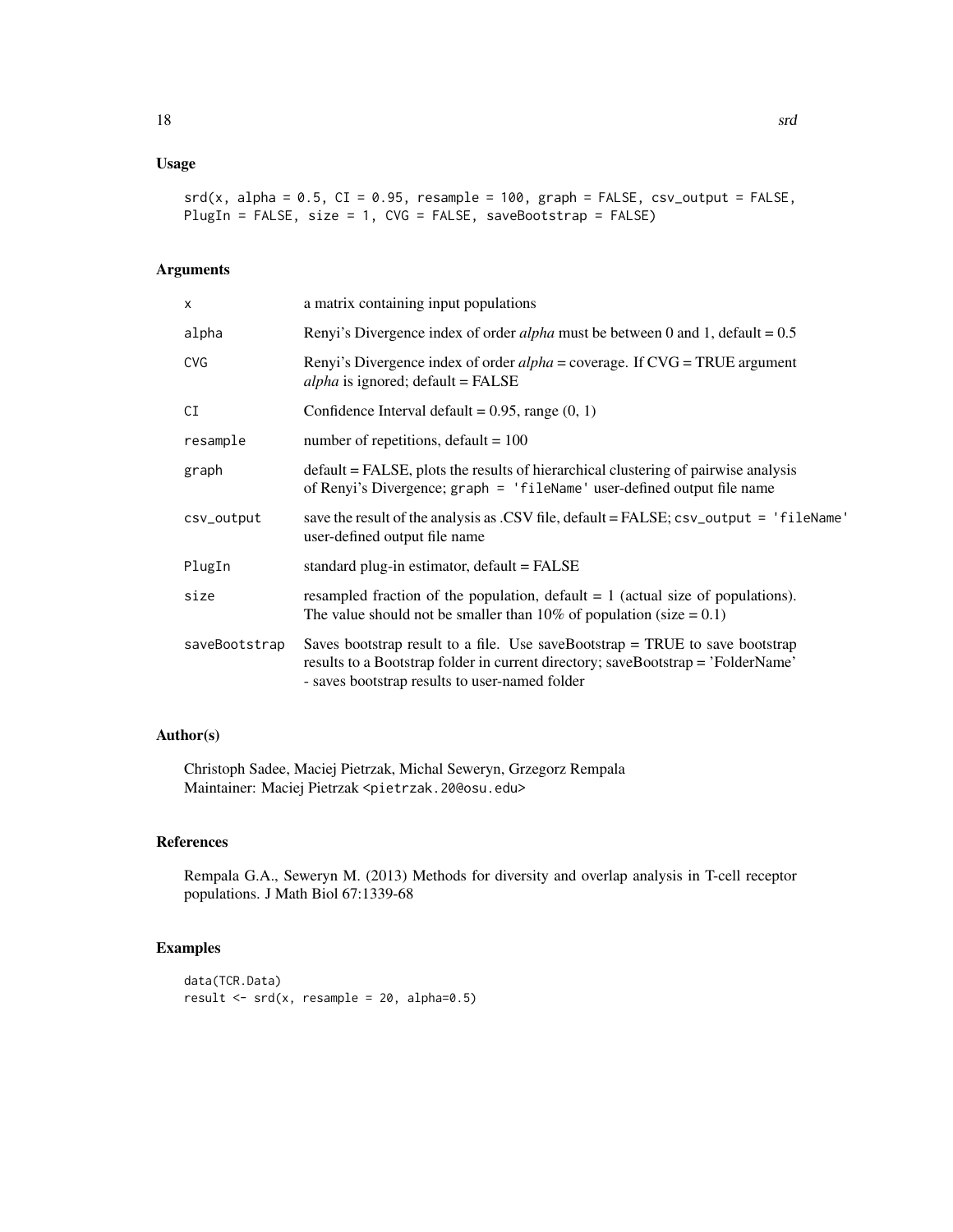## Usage

```
srd(x, alpha = 0.5, CI = 0.95, resample = 100, graph = FALSE, csv_output = FALSE,
PlugIn = FALSE, size = 1, CVG = FALSE, saveBootstrap = FALSE)
```

## Arguments

| | |
|---|---|
| x | a matrix containing input populations |
| alpha | Renyi's Divergence index of order *alpha* must be between 0 and 1, default = 0.5 |
| CVG | Renyi's Divergence index of order *alpha* = coverage. If CVG = TRUE argument *alpha* is ignored; default = FALSE |
| CI | Confidence Interval default = 0.95, range (0, 1) |
| resample | number of repetitions, default = 100 |
| graph | default = FALSE, plots the results of hierarchical clustering of pairwise analysis of Renyi's Divergence; `graph = 'fileName'` user-defined output file name |
| csv_output | save the result of the analysis as .CSV file, default = FALSE; `csv_output = 'fileName'` user-defined output file name |
| PlugIn | standard plug-in estimator, default = FALSE |
| size | resampled fraction of the population, default = 1 (actual size of populations). The value should not be smaller than 10% of population (size = 0.1) |
| saveBootstrap | Saves bootstrap result to a file. Use saveBootstrap = TRUE to save bootstrap results to a Bootstrap folder in current directory; saveBootstrap = 'FolderName' - saves bootstrap results to user-named folder |

## Author(s)

Christoph Sadee, Maciej Pietrzak, Michal Seweryn, Grzegorz Rempala
Maintainer: Maciej Pietrzak <pietrzak.20@osu.edu>

## References

Rempala G.A., Seweryn M. (2013) Methods for diversity and overlap analysis in T-cell receptor populations. J Math Biol 67:1339-68

## Examples

```
data(TCR.Data)
result <- srd(x, resample = 20, alpha=0.5)
```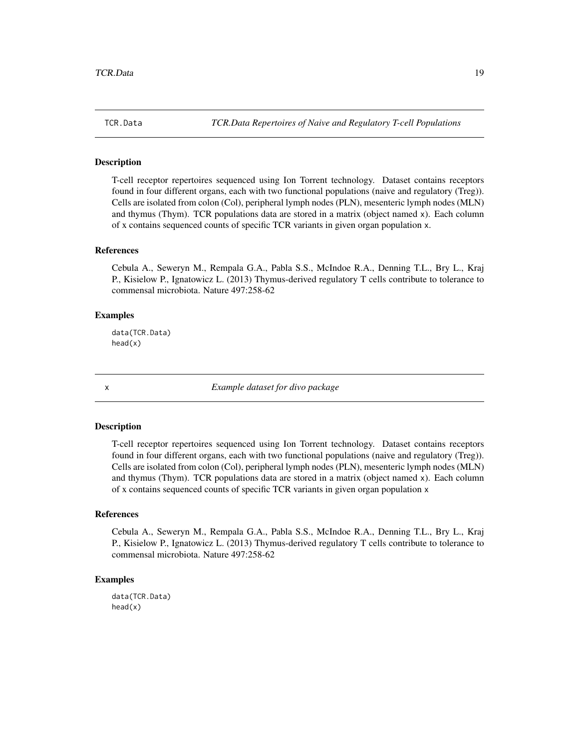## TCR.Data — *TCR.Data Repertoires of Naive and Regulatory T-cell Populations*

### Description

T-cell receptor repertoires sequenced using Ion Torrent technology. Dataset contains receptors found in four different organs, each with two functional populations (naive and regulatory (Treg)). Cells are isolated from colon (Col), peripheral lymph nodes (PLN), mesenteric lymph nodes (MLN) and thymus (Thym). TCR populations data are stored in a matrix (object named x). Each column of x contains sequenced counts of specific TCR variants in given organ population x.

### References

Cebula A., Seweryn M., Rempala G.A., Pabla S.S., McIndoe R.A., Denning T.L., Bry L., Kraj P., Kisielow P., Ignatowicz L. (2013) Thymus-derived regulatory T cells contribute to tolerance to commensal microbiota. Nature 497:258-62

### Examples

```
data(TCR.Data)
head(x)
```

## x — *Example dataset for divo package*

### Description

T-cell receptor repertoires sequenced using Ion Torrent technology. Dataset contains receptors found in four different organs, each with two functional populations (naive and regulatory (Treg)). Cells are isolated from colon (Col), peripheral lymph nodes (PLN), mesenteric lymph nodes (MLN) and thymus (Thym). TCR populations data are stored in a matrix (object named x). Each column of x contains sequenced counts of specific TCR variants in given organ population x

### References

Cebula A., Seweryn M., Rempala G.A., Pabla S.S., McIndoe R.A., Denning T.L., Bry L., Kraj P., Kisielow P., Ignatowicz L. (2013) Thymus-derived regulatory T cells contribute to tolerance to commensal microbiota. Nature 497:258-62

### Examples

```
data(TCR.Data)
head(x)
```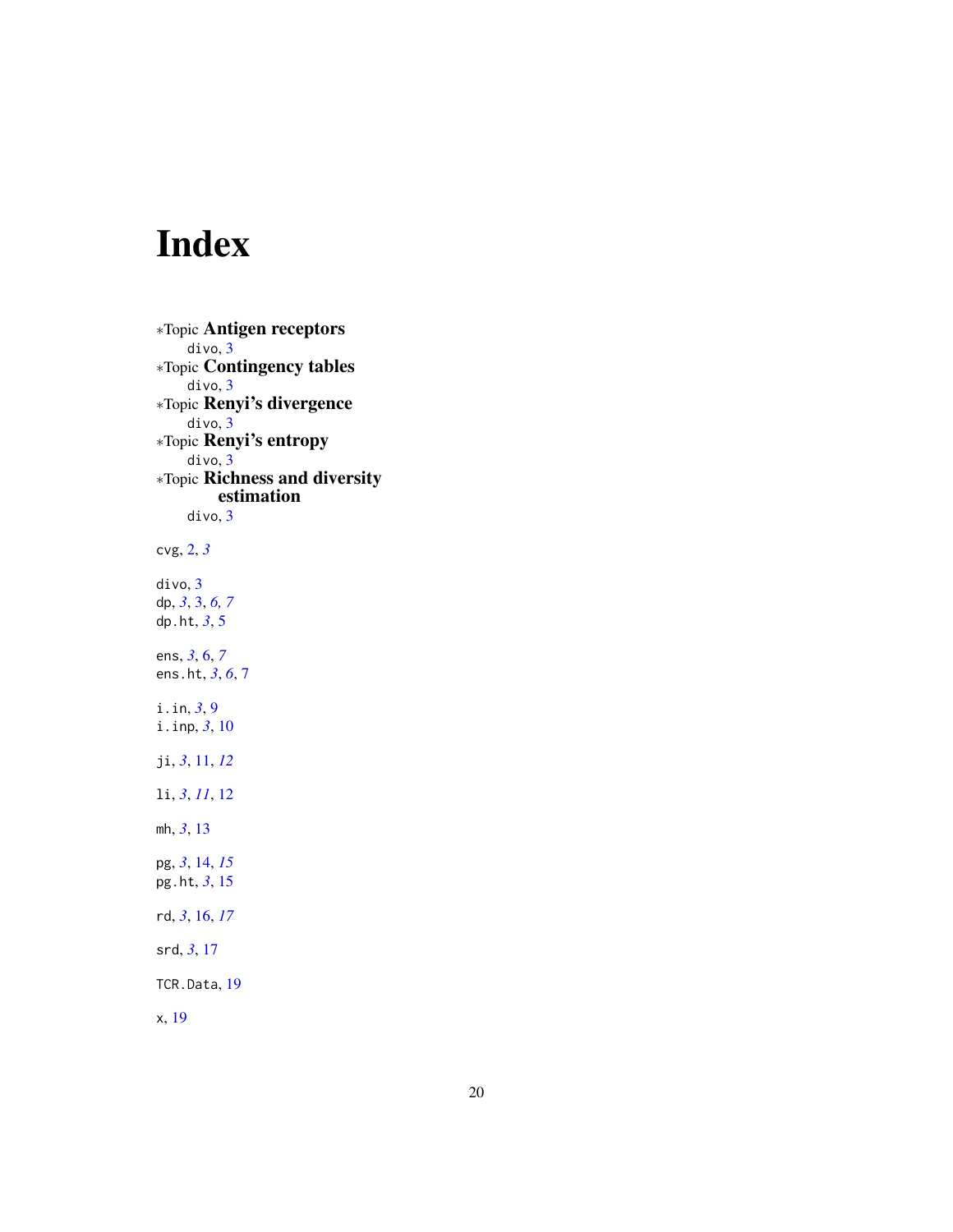# Index

∗Topic **Antigen receptors**
    divo, 3
∗Topic **Contingency tables**
    divo, 3
∗Topic **Renyi's divergence**
    divo, 3
∗Topic **Renyi's entropy**
    divo, 3
∗Topic **Richness and diversity estimation**
    divo, 3

cvg, 2, *3*

divo, 3
dp, *3*, 3, *6, 7*
dp.ht, *3*, 5

ens, *3*, 6, *7*
ens.ht, *3*, *6*, 7

i.in, *3*, 9
i.inp, *3*, 10

ji, *3*, 11, *12*

li, *3*, *11*, 12

mh, *3*, 13

pg, *3*, 14, *15*
pg.ht, *3*, 15

rd, *3*, 16, *17*

srd, *3*, 17

TCR.Data, 19

x, 19